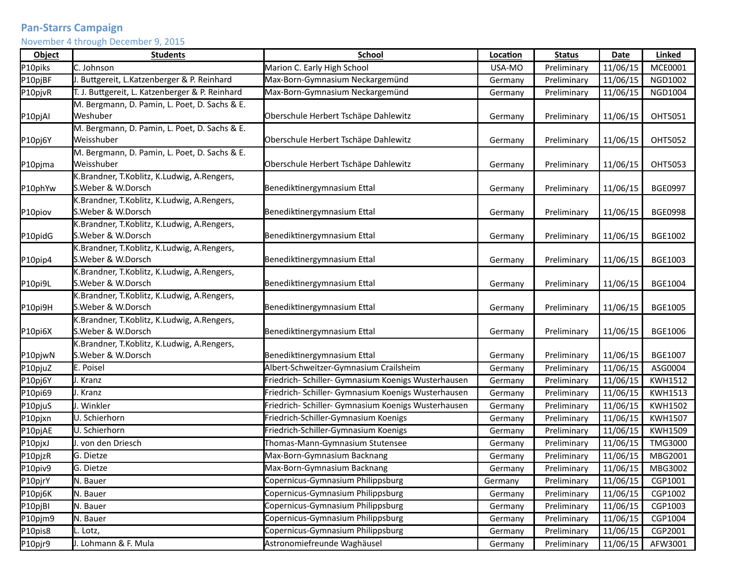# Pan-Starrs Campaign

November 4 through December 9, 2015

| Object | Students | School | Location | Status | Date | Linked |
|---|---|---|---|---|---|---|
| P10piks | C. Johnson | Marion C. Early High School | USA-MO | Preliminary | 11/06/15 | MCE0001 |
| P10pjBF | J. Buttgereit, L.Katzenberger & P. Reinhard | Max-Born-Gymnasium Neckargemünd | Germany | Preliminary | 11/06/15 | NGD1002 |
| P10pjvR | T. J. Buttgereit, L. Katzenberger & P. Reinhard | Max-Born-Gymnasium Neckargemünd | Germany | Preliminary | 11/06/15 | NGD1004 |
| P10pjAI | M. Bergmann, D. Pamin, L. Poet, D. Sachs & E. Weshuber | Oberschule Herbert Tschäpe Dahlewitz | Germany | Preliminary | 11/06/15 | OHT5051 |
| P10pj6Y | M. Bergmann, D. Pamin, L. Poet, D. Sachs & E. Weisshuber | Oberschule Herbert Tschäpe Dahlewitz | Germany | Preliminary | 11/06/15 | OHT5052 |
| P10pjma | M. Bergmann, D. Pamin, L. Poet, D. Sachs & E. Weisshuber | Oberschule Herbert Tschäpe Dahlewitz | Germany | Preliminary | 11/06/15 | OHT5053 |
| P10phYw | K.Brandner, T.Koblitz, K.Ludwig, A.Rengers, S.Weber & W.Dorsch | Benediktinergymnasium Ettal | Germany | Preliminary | 11/06/15 | BGE0997 |
| P10piov | K.Brandner, T.Koblitz, K.Ludwig, A.Rengers, S.Weber & W.Dorsch | Benediktinergymnasium Ettal | Germany | Preliminary | 11/06/15 | BGE0998 |
| P10pidG | K.Brandner, T.Koblitz, K.Ludwig, A.Rengers, S.Weber & W.Dorsch | Benediktinergymnasium Ettal | Germany | Preliminary | 11/06/15 | BGE1002 |
| P10pip4 | K.Brandner, T.Koblitz, K.Ludwig, A.Rengers, S.Weber & W.Dorsch | Benediktinergymnasium Ettal | Germany | Preliminary | 11/06/15 | BGE1003 |
| P10pi9L | K.Brandner, T.Koblitz, K.Ludwig, A.Rengers, S.Weber & W.Dorsch | Benediktinergymnasium Ettal | Germany | Preliminary | 11/06/15 | BGE1004 |
| P10pi9H | K.Brandner, T.Koblitz, K.Ludwig, A.Rengers, S.Weber & W.Dorsch | Benediktinergymnasium Ettal | Germany | Preliminary | 11/06/15 | BGE1005 |
| P10pi6X | K.Brandner, T.Koblitz, K.Ludwig, A.Rengers, S.Weber & W.Dorsch | Benediktinergymnasium Ettal | Germany | Preliminary | 11/06/15 | BGE1006 |
| P10pjwN | K.Brandner, T.Koblitz, K.Ludwig, A.Rengers, S.Weber & W.Dorsch | Benediktinergymnasium Ettal | Germany | Preliminary | 11/06/15 | BGE1007 |
| P10pjuZ | E. Poisel | Albert-Schweitzer-Gymnasium Crailsheim | Germany | Preliminary | 11/06/15 | ASG0004 |
| P10pj6Y | J. Kranz | Friedrich- Schiller- Gymnasium Koenigs Wusterhausen | Germany | Preliminary | 11/06/15 | KWH1512 |
| P10pi69 | J. Kranz | Friedrich- Schiller- Gymnasium Koenigs Wusterhausen | Germany | Preliminary | 11/06/15 | KWH1513 |
| P10pjuS | J. Winkler | Friedrich- Schiller- Gymnasium Koenigs Wusterhausen | Germany | Preliminary | 11/06/15 | KWH1502 |
| P10pjxn | U. Schierhorn | Friedrich-Schiller-Gymnasium Koenigs | Germany | Preliminary | 11/06/15 | KWH1507 |
| P10pjAE | U. Schierhorn | Friedrich-Schiller-Gymnasium Koenigs | Germany | Preliminary | 11/06/15 | KWH1509 |
| P10pjxJ | J. von den Driesch | Thomas-Mann-Gymnasium Stutensee | Germany | Preliminary | 11/06/15 | TMG3000 |
| P10pjzR | G. Dietze | Max-Born-Gymnasium Backnang | Germany | Preliminary | 11/06/15 | MBG2001 |
| P10piv9 | G. Dietze | Max-Born-Gymnasium Backnang | Germany | Preliminary | 11/06/15 | MBG3002 |
| P10pjrY | N. Bauer | Copernicus-Gymnasium Philippsburg | Germany | Preliminary | 11/06/15 | CGP1001 |
| P10pj6K | N. Bauer | Copernicus-Gymnasium Philippsburg | Germany | Preliminary | 11/06/15 | CGP1002 |
| P10pjBI | N. Bauer | Copernicus-Gymnasium Philippsburg | Germany | Preliminary | 11/06/15 | CGP1003 |
| P10pjm9 | N. Bauer | Copernicus-Gymnasium Philippsburg | Germany | Preliminary | 11/06/15 | CGP1004 |
| P10pis8 | L. Lotz, | Copernicus-Gymnasium Philippsburg | Germany | Preliminary | 11/06/15 | CGP2001 |
| P10pjr9 | J. Lohmann & F. Mula | Astronomiefreunde Waghäusel | Germany | Preliminary | 11/06/15 | AFW3001 |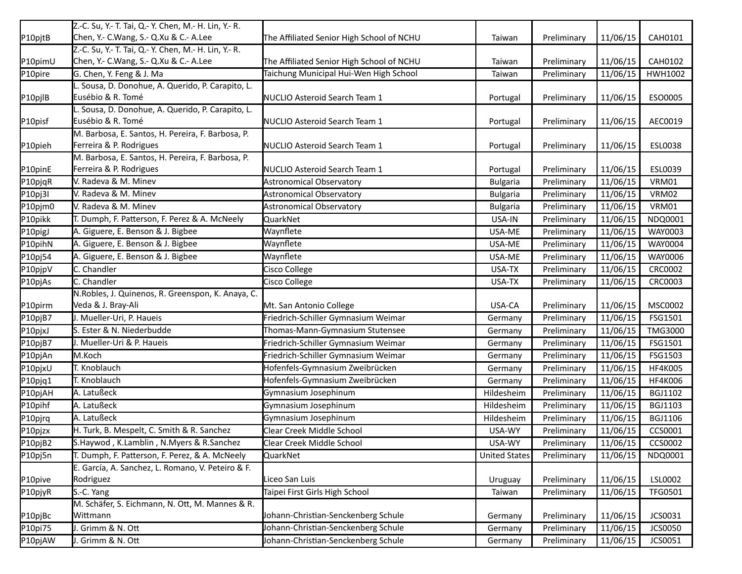| | | | | | | |
|---|---|---|---|---|---|---|
| P10pjtB | Z.-C. Su, Y.- T. Tai, Q.- Y. Chen, M.- H. Lin, Y.- R. Chen, Y.- C.Wang, S.- Q.Xu & C.- A.Lee | The Affiliated Senior High School of NCHU | Taiwan | Preliminary | 11/06/15 | CAH0101 |
| P10pimU | Z.-C. Su, Y.- T. Tai, Q.- Y. Chen, M.- H. Lin, Y.- R. Chen, Y.- C.Wang, S.- Q.Xu & C.- A.Lee | The Affiliated Senior High School of NCHU | Taiwan | Preliminary | 11/06/15 | CAH0102 |
| P10pire | G. Chen, Y. Feng & J. Ma | Taichung Municipal Hui-Wen High School | Taiwan | Preliminary | 11/06/15 | HWH1002 |
| P10pjlB | L. Sousa, D. Donohue, A. Querido, P. Carapito, L. Eusébio & R. Tomé | NUCLIO Asteroid Search Team 1 | Portugal | Preliminary | 11/06/15 | ESO0005 |
| P10pisf | L. Sousa, D. Donohue, A. Querido, P. Carapito, L. Eusébio & R. Tomé | NUCLIO Asteroid Search Team 1 | Portugal | Preliminary | 11/06/15 | AEC0019 |
| P10pieh | M. Barbosa, E. Santos, H. Pereira, F. Barbosa, P. Ferreira & P. Rodrigues | NUCLIO Asteroid Search Team 1 | Portugal | Preliminary | 11/06/15 | ESL0038 |
| P10pinE | M. Barbosa, E. Santos, H. Pereira, F. Barbosa, P. Ferreira & P. Rodrigues | NUCLIO Asteroid Search Team 1 | Portugal | Preliminary | 11/06/15 | ESL0039 |
| P10pjqR | V. Radeva & M. Minev | Astronomical Observatory | Bulgaria | Preliminary | 11/06/15 | VRM01 |
| P10pj3I | V. Radeva & M. Minev | Astronomical Observatory | Bulgaria | Preliminary | 11/06/15 | VRM02 |
| P10pjm0 | V. Radeva & M. Minev | Astronomical Observatory | Bulgaria | Preliminary | 11/06/15 | VRM01 |
| P10pikk | T. Dumph, F. Patterson, F. Perez & A. McNeely | QuarkNet | USA-IN | Preliminary | 11/06/15 | NDQ0001 |
| P10pigJ | A. Giguere, E. Benson & J. Bigbee | Waynflete | USA-ME | Preliminary | 11/06/15 | WAY0003 |
| P10pihN | A. Giguere, E. Benson & J. Bigbee | Waynflete | USA-ME | Preliminary | 11/06/15 | WAY0004 |
| P10pj54 | A. Giguere, E. Benson & J. Bigbee | Waynflete | USA-ME | Preliminary | 11/06/15 | WAY0006 |
| P10pjpV | C. Chandler | Cisco College | USA-TX | Preliminary | 11/06/15 | CRC0002 |
| P10pjAs | C. Chandler | Cisco College | USA-TX | Preliminary | 11/06/15 | CRC0003 |
| P10pirm | N.Robles, J. Quinenos, R. Greenspon, K. Anaya, C. Veda & J. Bray-Ali | Mt. San Antonio College | USA-CA | Preliminary | 11/06/15 | MSC0002 |
| P10pjB7 | J. Mueller-Uri, P. Haueis | Friedrich-Schiller Gymnasium Weimar | Germany | Preliminary | 11/06/15 | FSG1501 |
| P10pjxJ | S. Ester & N. Niederbudde | Thomas-Mann-Gymnasium Stutensee | Germany | Preliminary | 11/06/15 | TMG3000 |
| P10pjB7 | J. Mueller-Uri & P. Haueis | Friedrich-Schiller Gymnasium Weimar | Germany | Preliminary | 11/06/15 | FSG1501 |
| P10pjAn | M.Koch | Friedrich-Schiller Gymnasium Weimar | Germany | Preliminary | 11/06/15 | FSG1503 |
| P10pjxU | T. Knoblauch | Hofenfels-Gymnasium Zweibrücken | Germany | Preliminary | 11/06/15 | HF4K005 |
| P10pjq1 | T. Knoblauch | Hofenfels-Gymnasium Zweibrücken | Germany | Preliminary | 11/06/15 | HF4K006 |
| P10pjAH | A. Latußeck | Gymnasium Josephinum | Hildesheim | Preliminary | 11/06/15 | BGJ1102 |
| P10pihf | A. Latußeck | Gymnasium Josephinum | Hildesheim | Preliminary | 11/06/15 | BGJ1103 |
| P10pjrq | A. Latußeck | Gymnasium Josephinum | Hildesheim | Preliminary | 11/06/15 | BGJ1106 |
| P10pjzx | H. Turk, B. Mespelt, C. Smith & R. Sanchez | Clear Creek Middle School | USA-WY | Preliminary | 11/06/15 | CCS0001 |
| P10pjB2 | S.Haywod , K.Lamblin , N.Myers & R.Sanchez | Clear Creek Middle School | USA-WY | Preliminary | 11/06/15 | CCS0002 |
| P10pj5n | T. Dumph, F. Patterson, F. Perez, & A. McNeely | QuarkNet | United States | Preliminary | 11/06/15 | NDQ0001 |
| P10pive | E. García, A. Sanchez, L. Romano, V. Peteiro & F. Rodriguez | Liceo San Luis | Uruguay | Preliminary | 11/06/15 | LSL0002 |
| P10pjyR | S.-C. Yang | Taipei First Girls High School | Taiwan | Preliminary | 11/06/15 | TFG0501 |
| P10pjBc | M. Schäfer, S. Eichmann, N. Ott, M. Mannes & R. Wittmann | Johann-Christian-Senckenberg Schule | Germany | Preliminary | 11/06/15 | JCS0031 |
| P10pi75 | J. Grimm & N. Ott | Johann-Christian-Senckenberg Schule | Germany | Preliminary | 11/06/15 | JCS0050 |
| P10pjAW | J. Grimm & N. Ott | Johann-Christian-Senckenberg Schule | Germany | Preliminary | 11/06/15 | JCS0051 |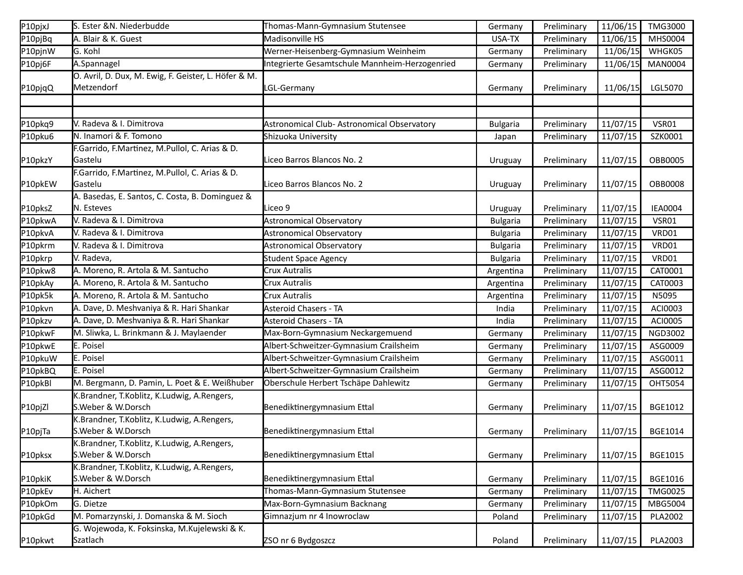| | | | | | | |
|---|---|---|---|---|---|---|
| P10pjxJ | S. Ester &N. Niederbudde | Thomas-Mann-Gymnasium Stutensee | Germany | Preliminary | 11/06/15 | TMG3000 |
| P10pjBq | A. Blair & K. Guest | Madisonville HS | USA-TX | Preliminary | 11/06/15 | MHS0004 |
| P10pjnW | G. Kohl | Werner-Heisenberg-Gymnasium Weinheim | Germany | Preliminary | 11/06/15 | WHGK05 |
| P10pj6F | A.Spannagel | Integrierte Gesamtschule Mannheim-Herzogenried | Germany | Preliminary | 11/06/15 | MAN0004 |
| P10pjqQ | O. Avril, D. Dux, M. Ewig, F. Geister, L. Höfer & M. Metzendorf | LGL-Germany | Germany | Preliminary | 11/06/15 | LGL5070 |
| | | | | | | |
| | | | | | | |
| P10pkq9 | V. Radeva & I. Dimitrova | Astronomical Club- Astronomical Observatory | Bulgaria | Preliminary | 11/07/15 | VSR01 |
| P10pku6 | N. Inamori & F. Tomono | Shizuoka University | Japan | Preliminary | 11/07/15 | SZK0001 |
| P10pkzY | F.Garrido, F.Martinez, M.Pullol, C. Arias & D. Gastelu | Liceo Barros Blancos No. 2 | Uruguay | Preliminary | 11/07/15 | OBB0005 |
| P10pkEW | F.Garrido, F.Martinez, M.Pullol, C. Arias & D. Gastelu | Liceo Barros Blancos No. 2 | Uruguay | Preliminary | 11/07/15 | OBB0008 |
| P10pksZ | A. Basedas, E. Santos, C. Costa, B. Dominguez & N. Esteves | Liceo 9 | Uruguay | Preliminary | 11/07/15 | IEA0004 |
| P10pkwA | V. Radeva & I. Dimitrova | Astronomical Observatory | Bulgaria | Preliminary | 11/07/15 | VSR01 |
| P10pkvA | V. Radeva & I. Dimitrova | Astronomical Observatory | Bulgaria | Preliminary | 11/07/15 | VRD01 |
| P10pkrm | V. Radeva & I. Dimitrova | Astronomical Observatory | Bulgaria | Preliminary | 11/07/15 | VRD01 |
| P10pkrp | V. Radeva, | Student Space Agency | Bulgaria | Preliminary | 11/07/15 | VRD01 |
| P10pkw8 | A. Moreno, R. Artola & M. Santucho | Crux Autralis | Argentina | Preliminary | 11/07/15 | CAT0001 |
| P10pkAy | A. Moreno, R. Artola & M. Santucho | Crux Autralis | Argentina | Preliminary | 11/07/15 | CAT0003 |
| P10pk5k | A. Moreno, R. Artola & M. Santucho | Crux Autralis | Argentina | Preliminary | 11/07/15 | N5095 |
| P10pkvn | A. Dave, D. Meshvaniya & R. Hari Shankar | Asteroid Chasers - TA | India | Preliminary | 11/07/15 | ACI0003 |
| P10pkzv | A. Dave, D. Meshvaniya & R. Hari Shankar | Asteroid Chasers - TA | India | Preliminary | 11/07/15 | ACI0005 |
| P10pkwF | M. Sliwka, L. Brinkmann & J. Maylaender | Max-Born-Gymnasium Neckargemuend | Germany | Preliminary | 11/07/15 | NGD3002 |
| P10pkwE | E. Poisel | Albert-Schweitzer-Gymnasium Crailsheim | Germany | Preliminary | 11/07/15 | ASG0009 |
| P10pkuW | E. Poisel | Albert-Schweitzer-Gymnasium Crailsheim | Germany | Preliminary | 11/07/15 | ASG0011 |
| P10pkBQ | E. Poisel | Albert-Schweitzer-Gymnasium Crailsheim | Germany | Preliminary | 11/07/15 | ASG0012 |
| P10pkBl | M. Bergmann, D. Pamin, L. Poet & E. Weißhuber | Oberschule Herbert Tschäpe Dahlewitz | Germany | Preliminary | 11/07/15 | OHT5054 |
| P10pjZl | K.Brandner, T.Koblitz, K.Ludwig, A.Rengers, S.Weber & W.Dorsch | Benediktinergymnasium Ettal | Germany | Preliminary | 11/07/15 | BGE1012 |
| P10pjTa | K.Brandner, T.Koblitz, K.Ludwig, A.Rengers, S.Weber & W.Dorsch | Benediktinergymnasium Ettal | Germany | Preliminary | 11/07/15 | BGE1014 |
| P10pksx | K.Brandner, T.Koblitz, K.Ludwig, A.Rengers, S.Weber & W.Dorsch | Benediktinergymnasium Ettal | Germany | Preliminary | 11/07/15 | BGE1015 |
| P10pkiK | K.Brandner, T.Koblitz, K.Ludwig, A.Rengers, S.Weber & W.Dorsch | Benediktinergymnasium Ettal | Germany | Preliminary | 11/07/15 | BGE1016 |
| P10pkEv | H. Aichert | Thomas-Mann-Gymnasium Stutensee | Germany | Preliminary | 11/07/15 | TMG0025 |
| P10pkOm | G. Dietze | Max-Born-Gymnasium Backnang | Germany | Preliminary | 11/07/15 | MBG5004 |
| P10pkGd | M. Pomarzynski, J. Domanska & M. Sioch | Gimnazjum nr 4 Inowroclaw | Poland | Preliminary | 11/07/15 | PLA2002 |
| P10pkwt | G. Wojewoda, K. Foksinska, M.Kujelewski & K. Szatlach | ZSO nr 6 Bydgoszcz | Poland | Preliminary | 11/07/15 | PLA2003 |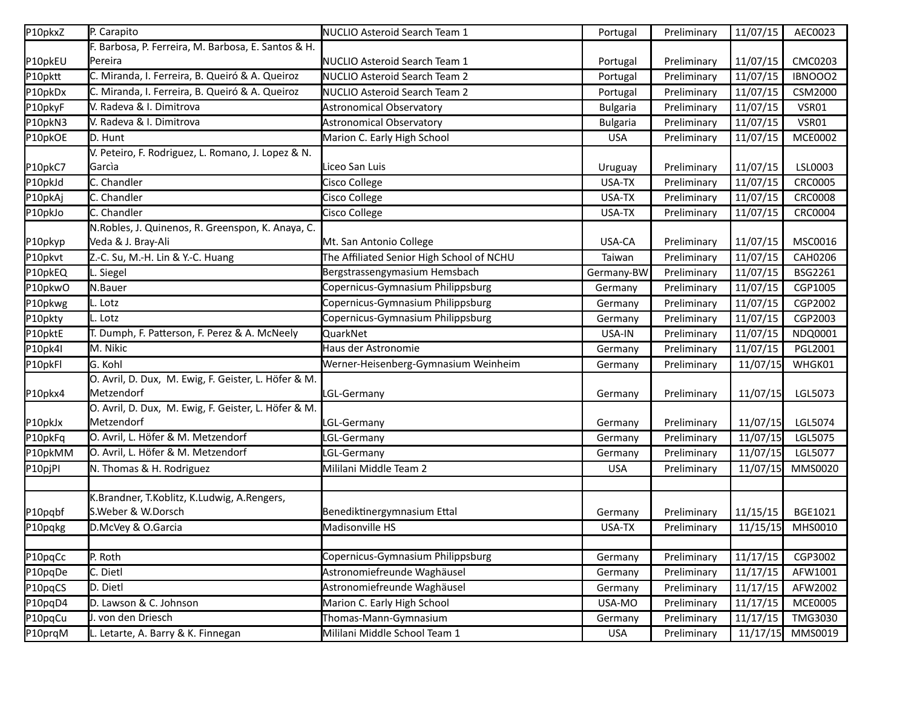| | | | | | | |
|---|---|---|---|---|---|---|
| P10pkxZ | P. Carapito | NUCLIO Asteroid Search Team 1 | Portugal | Preliminary | 11/07/15 | AEC0023 |
| P10pkEU | F. Barbosa, P. Ferreira, M. Barbosa, E. Santos & H. Pereira | NUCLIO Asteroid Search Team 1 | Portugal | Preliminary | 11/07/15 | CMC0203 |
| P10pktt | C. Miranda, I. Ferreira, B. Queiró & A. Queiroz | NUCLIO Asteroid Search Team 2 | Portugal | Preliminary | 11/07/15 | IBNOOO2 |
| P10pkDx | C. Miranda, I. Ferreira, B. Queiró & A. Queiroz | NUCLIO Asteroid Search Team 2 | Portugal | Preliminary | 11/07/15 | CSM2000 |
| P10pkyF | V. Radeva & I. Dimitrova | Astronomical Observatory | Bulgaria | Preliminary | 11/07/15 | VSR01 |
| P10pkN3 | V. Radeva & I. Dimitrova | Astronomical Observatory | Bulgaria | Preliminary | 11/07/15 | VSR01 |
| P10pkOE | D. Hunt | Marion C. Early High School | USA | Preliminary | 11/07/15 | MCE0002 |
| P10pkC7 | V. Peteiro, F. Rodriguez, L. Romano, J. Lopez & N. Garcìa | Liceo San Luis | Uruguay | Preliminary | 11/07/15 | LSL0003 |
| P10pkJd | C. Chandler | Cisco College | USA-TX | Preliminary | 11/07/15 | CRC0005 |
| P10pkAj | C. Chandler | Cisco College | USA-TX | Preliminary | 11/07/15 | CRC0008 |
| P10pkJo | C. Chandler | Cisco College | USA-TX | Preliminary | 11/07/15 | CRC0004 |
| P10pkyp | N.Robles, J. Quinenos, R. Greenspon, K. Anaya, C. Veda & J. Bray-Ali | Mt. San Antonio College | USA-CA | Preliminary | 11/07/15 | MSC0016 |
| P10pkvt | Z.-C. Su, M.-H. Lin & Y.-C. Huang | The Affiliated Senior High School of NCHU | Taiwan | Preliminary | 11/07/15 | CAH0206 |
| P10pkEQ | L. Siegel | Bergstrassengymasium Hemsbach | Germany-BW | Preliminary | 11/07/15 | BSG2261 |
| P10pkwO | N.Bauer | Copernicus-Gymnasium Philippsburg | Germany | Preliminary | 11/07/15 | CGP1005 |
| P10pkwg | L. Lotz | Copernicus-Gymnasium Philippsburg | Germany | Preliminary | 11/07/15 | CGP2002 |
| P10pkty | L. Lotz | Copernicus-Gymnasium Philippsburg | Germany | Preliminary | 11/07/15 | CGP2003 |
| P10pktE | T. Dumph, F. Patterson, F. Perez & A. McNeely | QuarkNet | USA-IN | Preliminary | 11/07/15 | NDQ0001 |
| P10pk4I | M. Nikic | Haus der Astronomie | Germany | Preliminary | 11/07/15 | PGL2001 |
| P10pkFl | G. Kohl | Werner-Heisenberg-Gymnasium Weinheim | Germany | Preliminary | 11/07/15 | WHGK01 |
| P10pkx4 | O. Avril, D. Dux, M. Ewig, F. Geister, L. Höfer & M. Metzendorf | LGL-Germany | Germany | Preliminary | 11/07/15 | LGL5073 |
| P10pkJx | O. Avril, D. Dux, M. Ewig, F. Geister, L. Höfer & M. Metzendorf | LGL-Germany | Germany | Preliminary | 11/07/15 | LGL5074 |
| P10pkFq | O. Avril, L. Höfer & M. Metzendorf | LGL-Germany | Germany | Preliminary | 11/07/15 | LGL5075 |
| P10pkMM | O. Avril, L. Höfer & M. Metzendorf | LGL-Germany | Germany | Preliminary | 11/07/15 | LGL5077 |
| P10pjPI | N. Thomas & H. Rodriguez | Mililani Middle Team 2 | USA | Preliminary | 11/07/15 | MMS0020 |
| | | | | | | |
| P10pqbf | K.Brandner, T.Koblitz, K.Ludwig, A.Rengers, S.Weber & W.Dorsch | Benediktinergymnasium Ettal | Germany | Preliminary | 11/15/15 | BGE1021 |
| P10pqkg | D.McVey & O.Garcia | Madisonville HS | USA-TX | Preliminary | 11/15/15 | MHS0010 |
| | | | | | | |
| P10pqCc | P. Roth | Copernicus-Gymnasium Philippsburg | Germany | Preliminary | 11/17/15 | CGP3002 |
| P10pqDe | C. Dietl | Astronomiefreunde Waghäusel | Germany | Preliminary | 11/17/15 | AFW1001 |
| P10pqCS | D. Dietl | Astronomiefreunde Waghäusel | Germany | Preliminary | 11/17/15 | AFW2002 |
| P10pqD4 | D. Lawson & C. Johnson | Marion C. Early High School | USA-MO | Preliminary | 11/17/15 | MCE0005 |
| P10pqCu | J. von den Driesch | Thomas-Mann-Gymnasium | Germany | Preliminary | 11/17/15 | TMG3030 |
| P10prqM | L. Letarte, A. Barry & K. Finnegan | Mililani Middle School Team 1 | USA | Preliminary | 11/17/15 | MMS0019 |